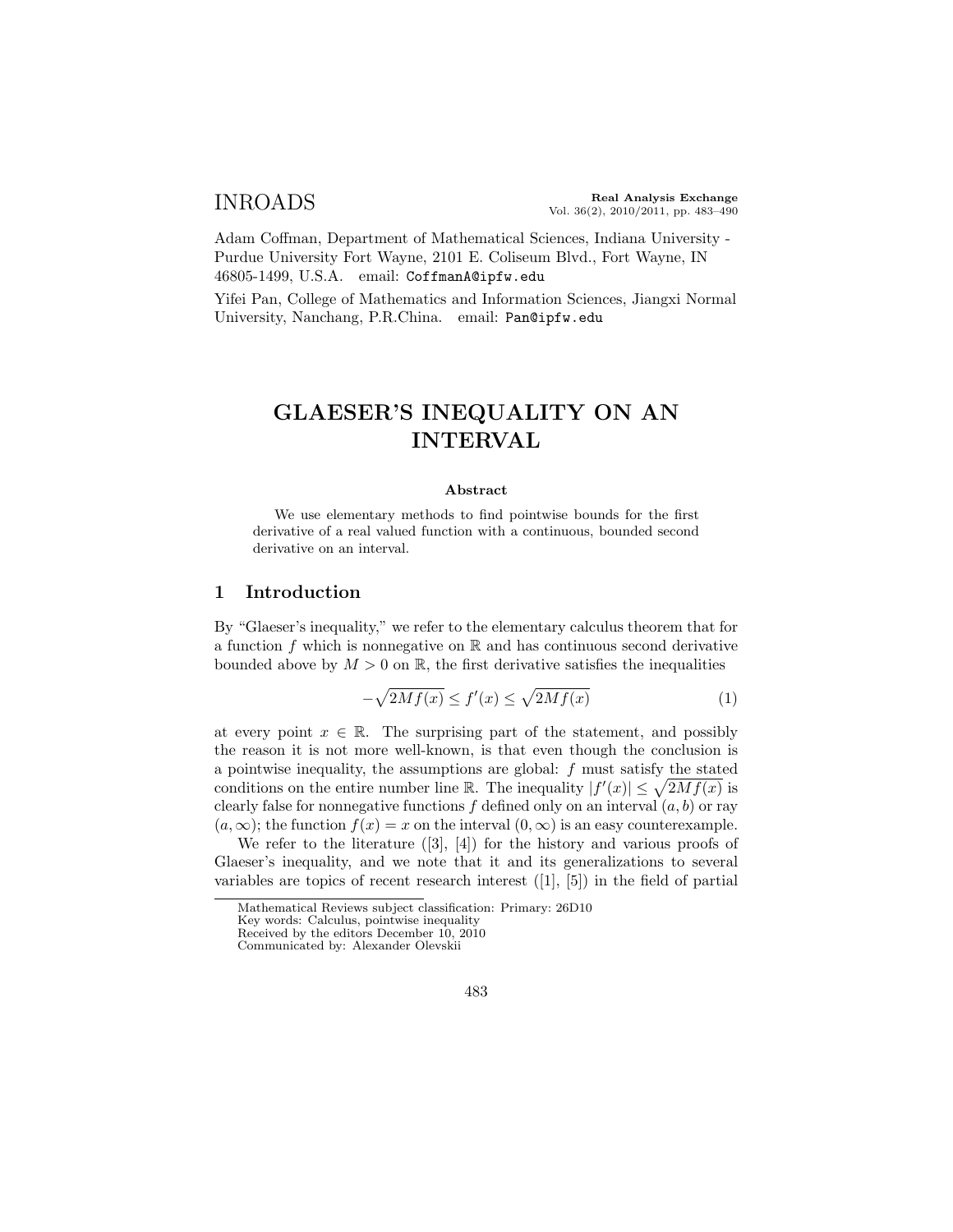INROADS

Adam Coffman, Department of Mathematical Sciences, Indiana University - Purdue University Fort Wayne, 2101 E. Coliseum Blvd., Fort Wayne, IN 46805-1499, U.S.A. email: CoffmanA@ipfw.edu

Yifei Pan, College of Mathematics and Information Sciences, Jiangxi Normal University, Nanchang, P.R.China. email: Pan@ipfw.edu

# GLAESER'S INEQUALITY ON AN INTERVAL

**Abstract**

We use elementary methods to find pointwise bounds for the first derivative of a real valued function with a continuous, bounded second derivative on an interval.

## 1 Introduction

By "Glaeser's inequality," we refer to the elementary calculus theorem that for a function $f$ which is nonnegative on $\mathbb{R}$ and has continuous second derivative bounded above by $M > 0$ on $\mathbb{R}$, the first derivative satisfies the inequalities

$$-\sqrt{2Mf(x)} \leq f'(x) \leq \sqrt{2Mf(x)} \tag{1}$$

at every point $x \in \mathbb{R}$. The surprising part of the statement, and possibly the reason it is not more well-known, is that even though the conclusion is a pointwise inequality, the assumptions are global: $f$ must satisfy the stated conditions on the entire number line $\mathbb{R}$. The inequality $|f'(x)| \leq \sqrt{2Mf(x)}$ is clearly false for nonnegative functions $f$ defined only on an interval $(a, b)$ or ray $(a, \infty)$; the function $f(x) = x$ on the interval $(0, \infty)$ is an easy counterexample.

We refer to the literature ([3], [4]) for the history and various proofs of Glaeser's inequality, and we note that it and its generalizations to several variables are topics of recent research interest ([1], [5]) in the field of partial

---

Mathematical Reviews subject classification: Primary: 26D10
Key words: Calculus, pointwise inequality
Received by the editors December 10, 2010
Communicated by: Alexander Olevskii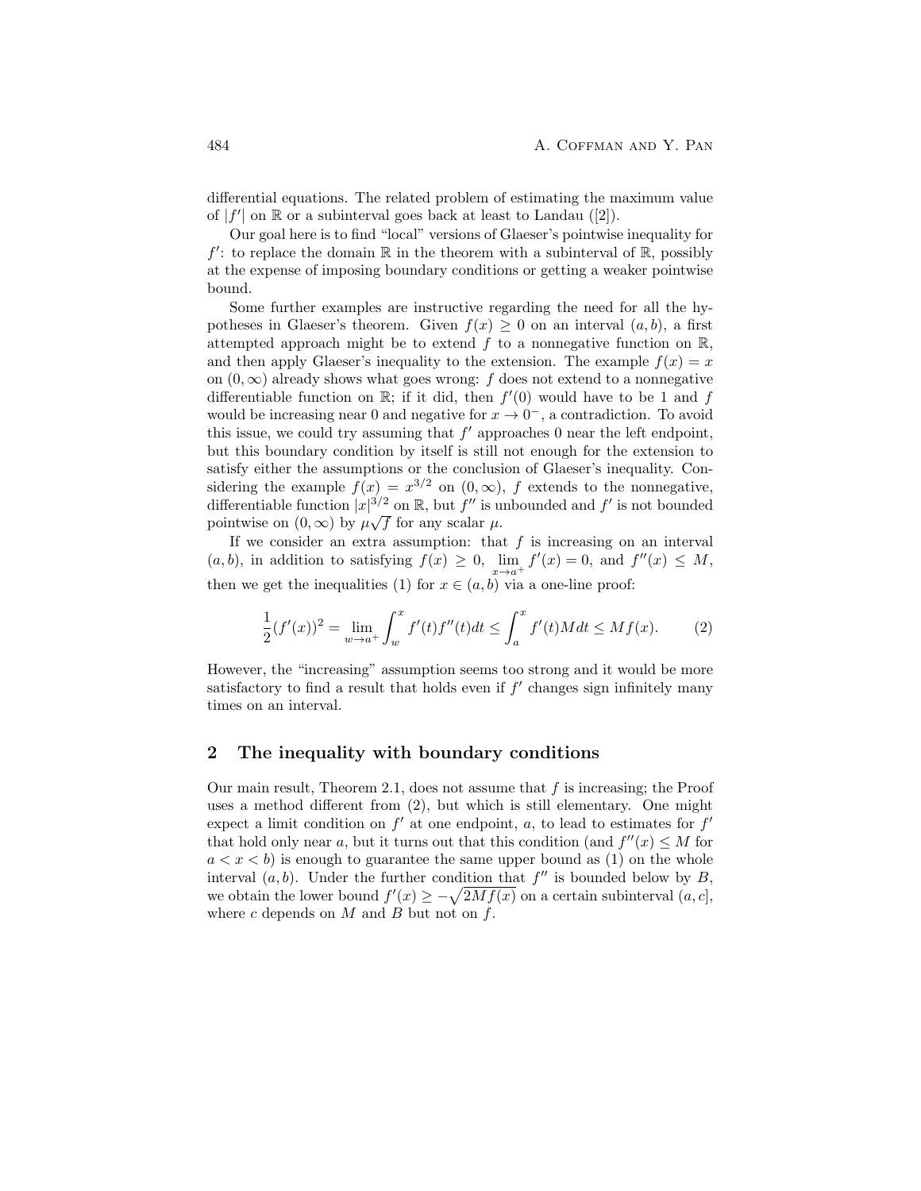differential equations. The related problem of estimating the maximum value of $|f'|$ on $\mathbb{R}$ or a subinterval goes back at least to Landau ([2]).

Our goal here is to find "local" versions of Glaeser's pointwise inequality for $f'$: to replace the domain $\mathbb{R}$ in the theorem with a subinterval of $\mathbb{R}$, possibly at the expense of imposing boundary conditions or getting a weaker pointwise bound.

Some further examples are instructive regarding the need for all the hypotheses in Glaeser's theorem. Given $f(x) \geq 0$ on an interval $(a, b)$, a first attempted approach might be to extend $f$ to a nonnegative function on $\mathbb{R}$, and then apply Glaeser's inequality to the extension. The example $f(x) = x$ on $(0, \infty)$ already shows what goes wrong: $f$ does not extend to a nonnegative differentiable function on $\mathbb{R}$; if it did, then $f'(0)$ would have to be 1 and $f$ would be increasing near 0 and negative for $x \to 0^-$, a contradiction. To avoid this issue, we could try assuming that $f'$ approaches 0 near the left endpoint, but this boundary condition by itself is still not enough for the extension to satisfy either the assumptions or the conclusion of Glaeser's inequality. Considering the example $f(x) = x^{3/2}$ on $(0, \infty)$, $f$ extends to the nonnegative, differentiable function $|x|^{3/2}$ on $\mathbb{R}$, but $f''$ is unbounded and $f'$ is not bounded pointwise on $(0, \infty)$ by $\mu\sqrt{f}$ for any scalar $\mu$.

If we consider an extra assumption: that $f$ is increasing on an interval $(a, b)$, in addition to satisfying $f(x) \geq 0$, $\lim_{x \to a^+} f'(x) = 0$, and $f''(x) \leq M$, then we get the inequalities (1) for $x \in (a, b)$ via a one-line proof:

$$\frac{1}{2}(f'(x))^2 = \lim_{w \to a^+} \int_w^x f'(t) f''(t) dt \leq \int_a^x f'(t) M dt \leq M f(x). \tag{2}$$

However, the "increasing" assumption seems too strong and it would be more satisfactory to find a result that holds even if $f'$ changes sign infinitely many times on an interval.

## 2 The inequality with boundary conditions

Our main result, Theorem 2.1, does not assume that $f$ is increasing; the Proof uses a method different from (2), but which is still elementary. One might expect a limit condition on $f'$ at one endpoint, $a$, to lead to estimates for $f'$ that hold only near $a$, but it turns out that this condition (and $f''(x) \leq M$ for $a < x < b$) is enough to guarantee the same upper bound as (1) on the whole interval $(a, b)$. Under the further condition that $f''$ is bounded below by $B$, we obtain the lower bound $f'(x) \geq -\sqrt{2Mf(x)}$ on a certain subinterval $(a, c]$, where $c$ depends on $M$ and $B$ but not on $f$.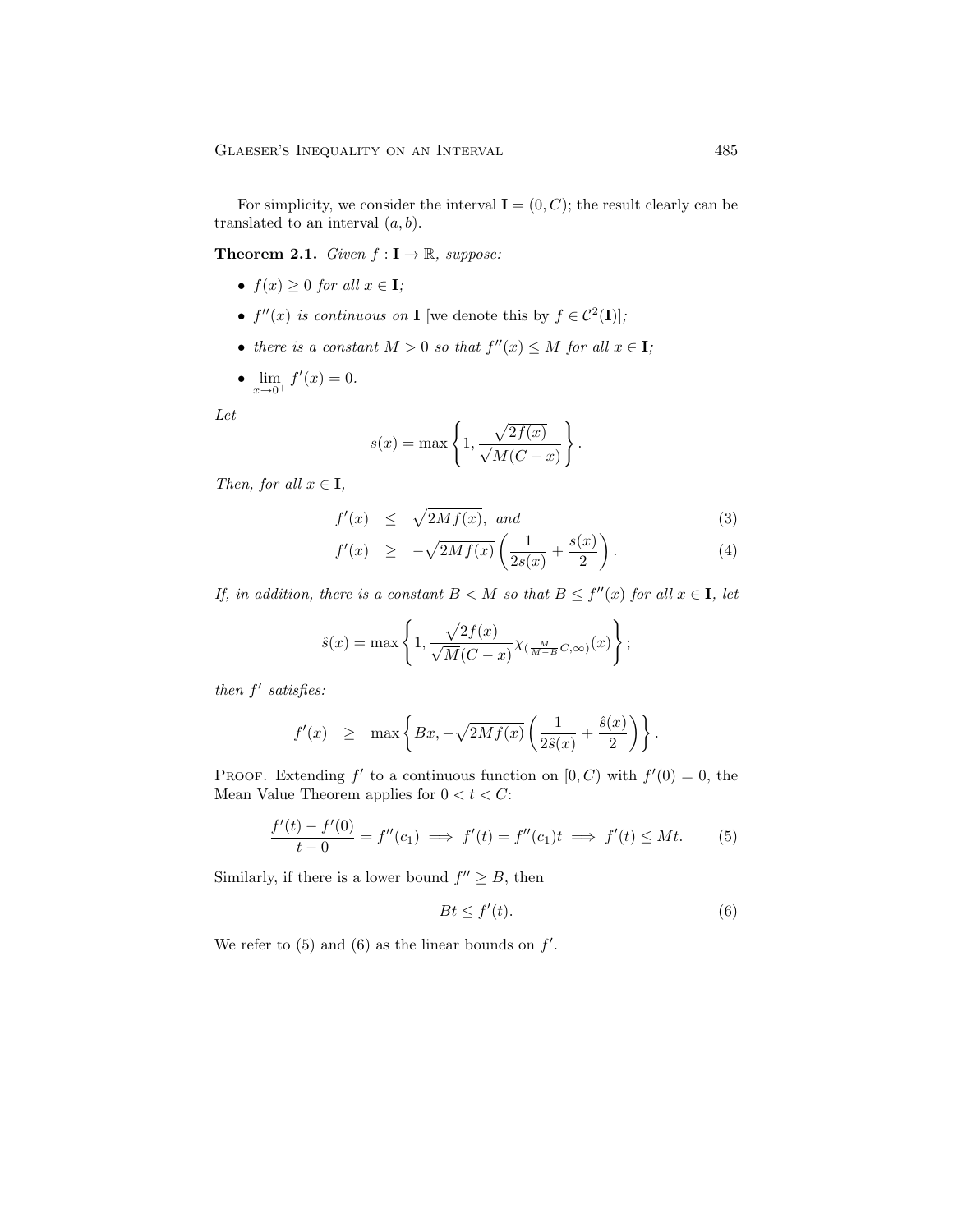For simplicity, we consider the interval $\mathbf{I} = (0, C)$; the result clearly can be translated to an interval $(a, b)$.

**Theorem 2.1.** *Given $f : \mathbf{I} \to \mathbb{R}$, suppose:*

- *$f(x) \geq 0$ for all $x \in \mathbf{I}$;*
- *$f''(x)$ is continuous on $\mathbf{I}$* [we denote this by $f \in \mathcal{C}^2(\mathbf{I})$]*;*
- *there is a constant $M > 0$ so that $f''(x) \leq M$ for all $x \in \mathbf{I}$;*
- $\lim_{x \to 0^+} f'(x) = 0$.

*Let*

$$s(x) = \max\left\{1, \frac{\sqrt{2f(x)}}{\sqrt{M}(C-x)}\right\}.$$

*Then, for all $x \in \mathbf{I}$,*

$$f'(x) \leq \sqrt{2Mf(x)}, \text{ and} \tag{3}$$

$$f'(x) \geq -\sqrt{2Mf(x)}\left(\frac{1}{2s(x)} + \frac{s(x)}{2}\right). \tag{4}$$

*If, in addition, there is a constant $B < M$ so that $B \leq f''(x)$ for all $x \in \mathbf{I}$, let*

$$\hat{s}(x) = \max\left\{1, \frac{\sqrt{2f(x)}}{\sqrt{M}(C-x)}\chi_{(\frac{M}{M-B}C, \infty)}(x)\right\};$$

*then $f'$ satisfies:*

$$f'(x) \geq \max\left\{Bx, -\sqrt{2Mf(x)}\left(\frac{1}{2\hat{s}(x)} + \frac{\hat{s}(x)}{2}\right)\right\}.$$

Proof. Extending $f'$ to a continuous function on $[0, C)$ with $f'(0) = 0$, the Mean Value Theorem applies for $0 < t < C$:

$$\frac{f'(t) - f'(0)}{t - 0} = f''(c_1) \implies f'(t) = f''(c_1)t \implies f'(t) \leq Mt. \tag{5}$$

Similarly, if there is a lower bound $f'' \geq B$, then

$$Bt \leq f'(t). \tag{6}$$

We refer to (5) and (6) as the linear bounds on $f'$.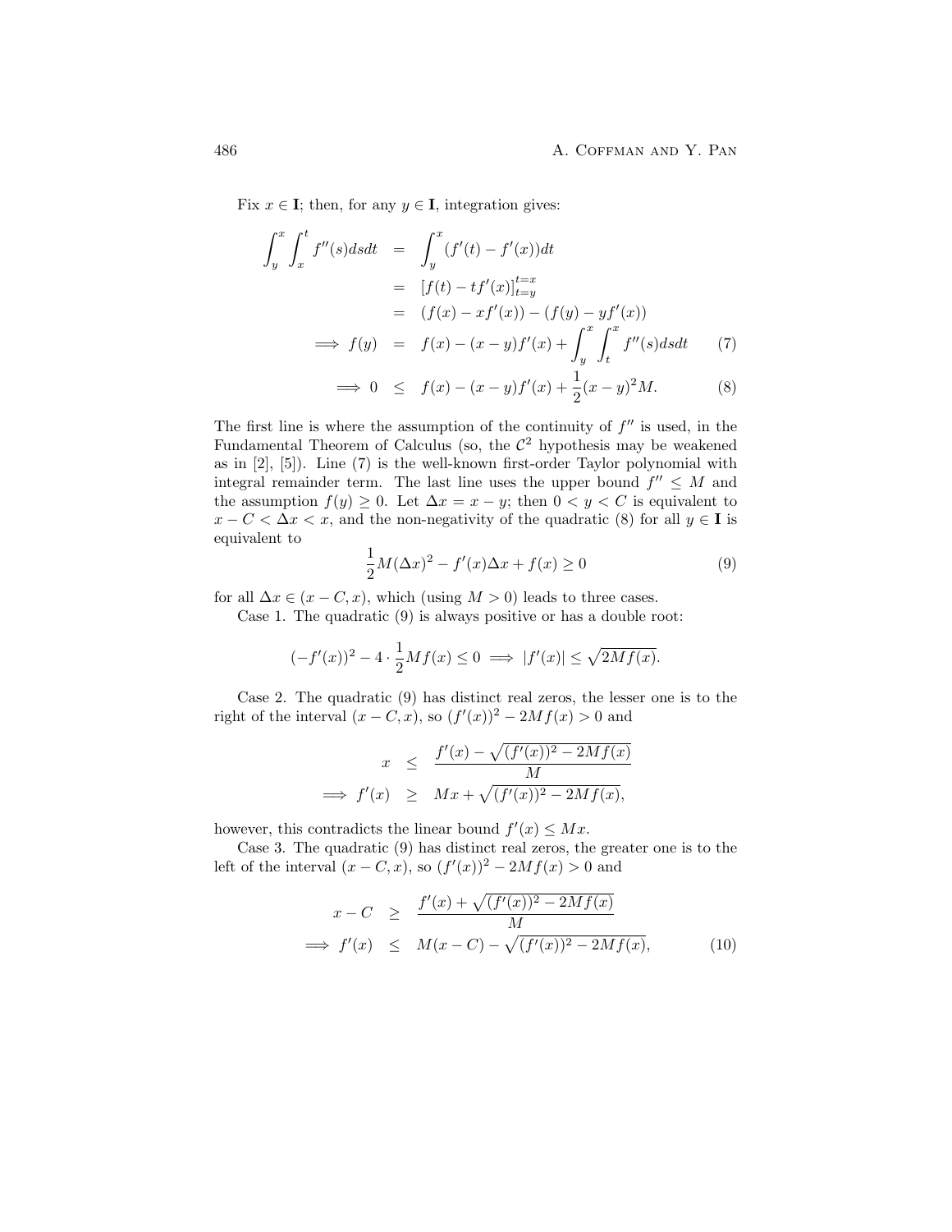Fix $x \in \mathbf{I}$; then, for any $y \in \mathbf{I}$, integration gives:

$$
\begin{aligned}
\int_y^x \int_x^t f''(s) ds dt &= \int_y^x (f'(t) - f'(x)) dt \\
&= [f(t) - tf'(x)]_{t=y}^{t=x} \\
&= (f(x) - xf'(x)) - (f(y) - yf'(x)) \\
\implies f(y) &= f(x) - (x-y)f'(x) + \int_y^x \int_t^x f''(s) ds dt \qquad (7) \\
\implies 0 &\leq f(x) - (x-y)f'(x) + \frac{1}{2}(x-y)^2 M. \qquad (8)
\end{aligned}
$$

The first line is where the assumption of the continuity of $f''$ is used, in the Fundamental Theorem of Calculus (so, the $\mathcal{C}^2$ hypothesis may be weakened as in [2], [5]). Line (7) is the well-known first-order Taylor polynomial with integral remainder term. The last line uses the upper bound $f'' \leq M$ and the assumption $f(y) \geq 0$. Let $\Delta x = x - y$; then $0 < y < C$ is equivalent to $x - C < \Delta x < x$, and the non-negativity of the quadratic (8) for all $y \in \mathbf{I}$ is equivalent to

$$
\frac{1}{2} M (\Delta x)^2 - f'(x) \Delta x + f(x) \geq 0 \qquad (9)
$$

for all $\Delta x \in (x - C, x)$, which (using $M > 0$) leads to three cases.

Case 1. The quadratic (9) is always positive or has a double root:

$$
(-f'(x))^2 - 4 \cdot \frac{1}{2} M f(x) \leq 0 \implies |f'(x)| \leq \sqrt{2Mf(x)}.
$$

Case 2. The quadratic (9) has distinct real zeros, the lesser one is to the right of the interval $(x - C, x)$, so $(f'(x))^2 - 2Mf(x) > 0$ and

$$
\begin{aligned}
x &\leq \frac{f'(x) - \sqrt{(f'(x))^2 - 2Mf(x)}}{M} \\
\implies f'(x) &\geq Mx + \sqrt{(f'(x))^2 - 2Mf(x)},
\end{aligned}
$$

however, this contradicts the linear bound $f'(x) \leq Mx$.

Case 3. The quadratic (9) has distinct real zeros, the greater one is to the left of the interval $(x - C, x)$, so $(f'(x))^2 - 2Mf(x) > 0$ and

$$
\begin{aligned}
x - C &\geq \frac{f'(x) + \sqrt{(f'(x))^2 - 2Mf(x)}}{M} \\
\implies f'(x) &\leq M(x - C) - \sqrt{(f'(x))^2 - 2Mf(x)}, \qquad (10)
\end{aligned}
$$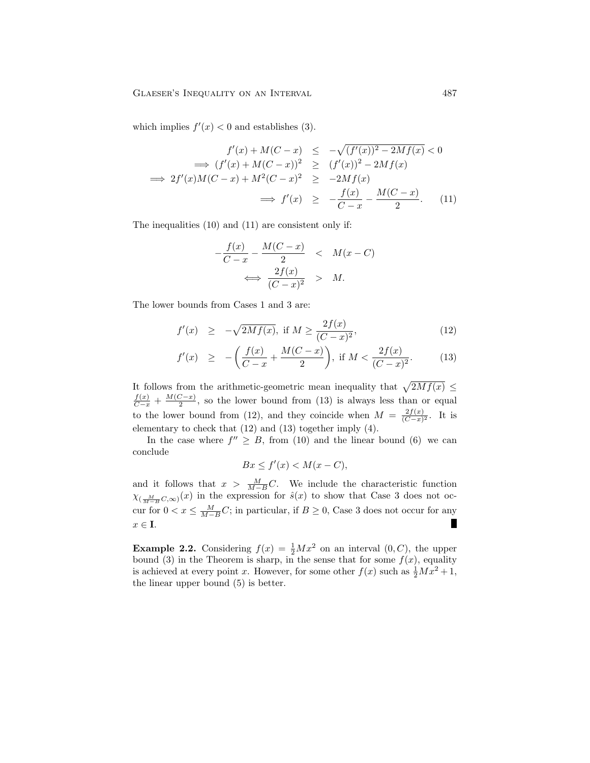which implies $f'(x) < 0$ and establishes (3).

$$
\begin{aligned}
f'(x) + M(C-x) &\leq -\sqrt{(f'(x))^2 - 2Mf(x)} < 0 \\
\implies (f'(x) + M(C-x))^2 &\geq (f'(x))^2 - 2Mf(x) \\
\implies 2f'(x)M(C-x) + M^2(C-x)^2 &\geq -2Mf(x) \\
\implies f'(x) &\geq -\frac{f(x)}{C-x} - \frac{M(C-x)}{2}. \qquad (11)
\end{aligned}
$$

The inequalities (10) and (11) are consistent only if:

$$
\begin{aligned}
-\frac{f(x)}{C-x} - \frac{M(C-x)}{2} &< M(x-C) \\
\iff \frac{2f(x)}{(C-x)^2} &> M.
\end{aligned}
$$

The lower bounds from Cases 1 and 3 are:

$$
f'(x) \geq -\sqrt{2Mf(x)}, \text{ if } M \geq \frac{2f(x)}{(C-x)^2}, \qquad (12)
$$

$$
f'(x) \geq -\left(\frac{f(x)}{C-x} + \frac{M(C-x)}{2}\right), \text{ if } M < \frac{2f(x)}{(C-x)^2}. \qquad (13)
$$

It follows from the arithmetic-geometric mean inequality that $\sqrt{2Mf(x)} \leq \frac{f(x)}{C-x} + \frac{M(C-x)}{2}$, so the lower bound from (13) is always less than or equal to the lower bound from (12), and they coincide when $M = \frac{2f(x)}{(C-x)^2}$. It is elementary to check that (12) and (13) together imply (4).

In the case where $f'' \geq B$, from (10) and the linear bound (6) we can conclude

$$
Bx \leq f'(x) < M(x-C),
$$

and it follows that $x > \frac{M}{M-B}C$. We include the characteristic function $\chi_{(\frac{M}{M-B}C,\infty)}(x)$ in the expression for $\hat{s}(x)$ to show that Case 3 does not occur for $0 < x \leq \frac{M}{M-B}C$; in particular, if $B \geq 0$, Case 3 does not occur for any $x \in \mathbf{I}$. ∎

**Example 2.2.** Considering $f(x) = \frac{1}{2}Mx^2$ on an interval $(0, C)$, the upper bound (3) in the Theorem is sharp, in the sense that for some $f(x)$, equality is achieved at every point $x$. However, for some other $f(x)$ such as $\frac{1}{2}Mx^2 + 1$, the linear upper bound (5) is better.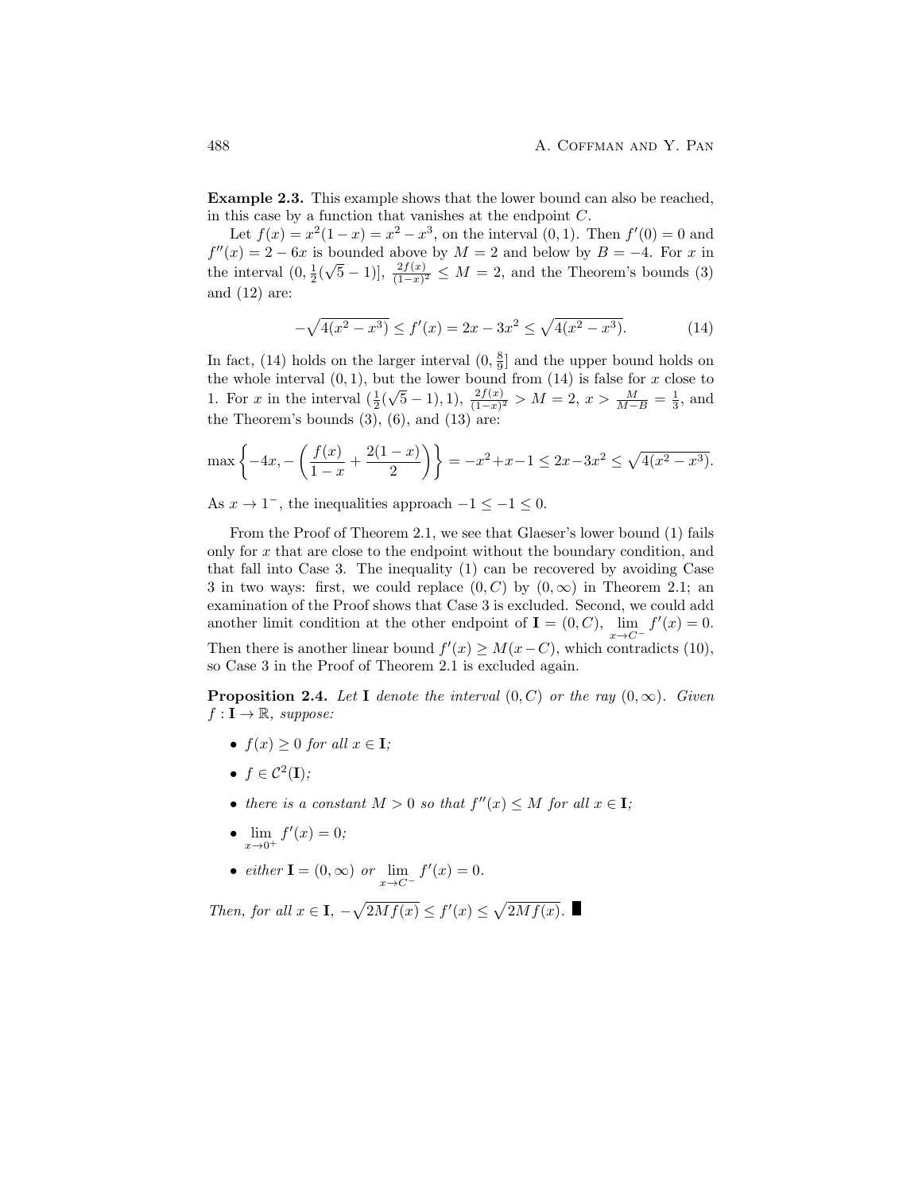**Example 2.3.** This example shows that the lower bound can also be reached, in this case by a function that vanishes at the endpoint $C$.

Let $f(x) = x^2(1-x) = x^2 - x^3$, on the interval $(0,1)$. Then $f'(0) = 0$ and $f''(x) = 2 - 6x$ is bounded above by $M = 2$ and below by $B = -4$. For $x$ in the interval $(0, \frac{1}{2}(\sqrt{5}-1)]$, $\frac{2f(x)}{(1-x)^2} \leq M = 2$, and the Theorem's bounds (3) and (12) are:

$$-\sqrt{4(x^2 - x^3)} \leq f'(x) = 2x - 3x^2 \leq \sqrt{4(x^2 - x^3)}. \tag{14}$$

In fact, (14) holds on the larger interval $(0, \frac{8}{9}]$ and the upper bound holds on the whole interval $(0,1)$, but the lower bound from (14) is false for $x$ close to 1. For $x$ in the interval $(\frac{1}{2}(\sqrt{5}-1), 1)$, $\frac{2f(x)}{(1-x)^2} > M = 2$, $x > \frac{M}{M-B} = \frac{1}{3}$, and the Theorem's bounds (3), (6), and (13) are:

$$\max\left\{-4x, -\left(\frac{f(x)}{1-x} + \frac{2(1-x)}{2}\right)\right\} = -x^2 + x - 1 \leq 2x - 3x^2 \leq \sqrt{4(x^2 - x^3)}.$$

As $x \to 1^-$, the inequalities approach $-1 \leq -1 \leq 0$.

From the Proof of Theorem 2.1, we see that Glaeser's lower bound (1) fails only for $x$ that are close to the endpoint without the boundary condition, and that fall into Case 3. The inequality (1) can be recovered by avoiding Case 3 in two ways: first, we could replace $(0, C)$ by $(0, \infty)$ in Theorem 2.1; an examination of the Proof shows that Case 3 is excluded. Second, we could add another limit condition at the other endpoint of $\mathbf{I} = (0, C)$, $\lim_{x \to C^-} f'(x) = 0$. Then there is another linear bound $f'(x) \geq M(x - C)$, which contradicts (10), so Case 3 in the Proof of Theorem 2.1 is excluded again.

**Proposition 2.4.** *Let* $\mathbf{I}$ *denote the interval* $(0, C)$ *or the ray* $(0, \infty)$*. Given* $f : \mathbf{I} \to \mathbb{R}$*, suppose:*

- $f(x) \geq 0$ *for all* $x \in \mathbf{I}$*;*
- $f \in \mathcal{C}^2(\mathbf{I})$*;*
- *there is a constant* $M > 0$ *so that* $f''(x) \leq M$ *for all* $x \in \mathbf{I}$*;*
- $\lim_{x \to 0^+} f'(x) = 0$*;*
- *either* $\mathbf{I} = (0, \infty)$ *or* $\lim_{x \to C^-} f'(x) = 0$*.*

*Then, for all* $x \in \mathbf{I}$*,* $-\sqrt{2Mf(x)} \leq f'(x) \leq \sqrt{2Mf(x)}$*.* ■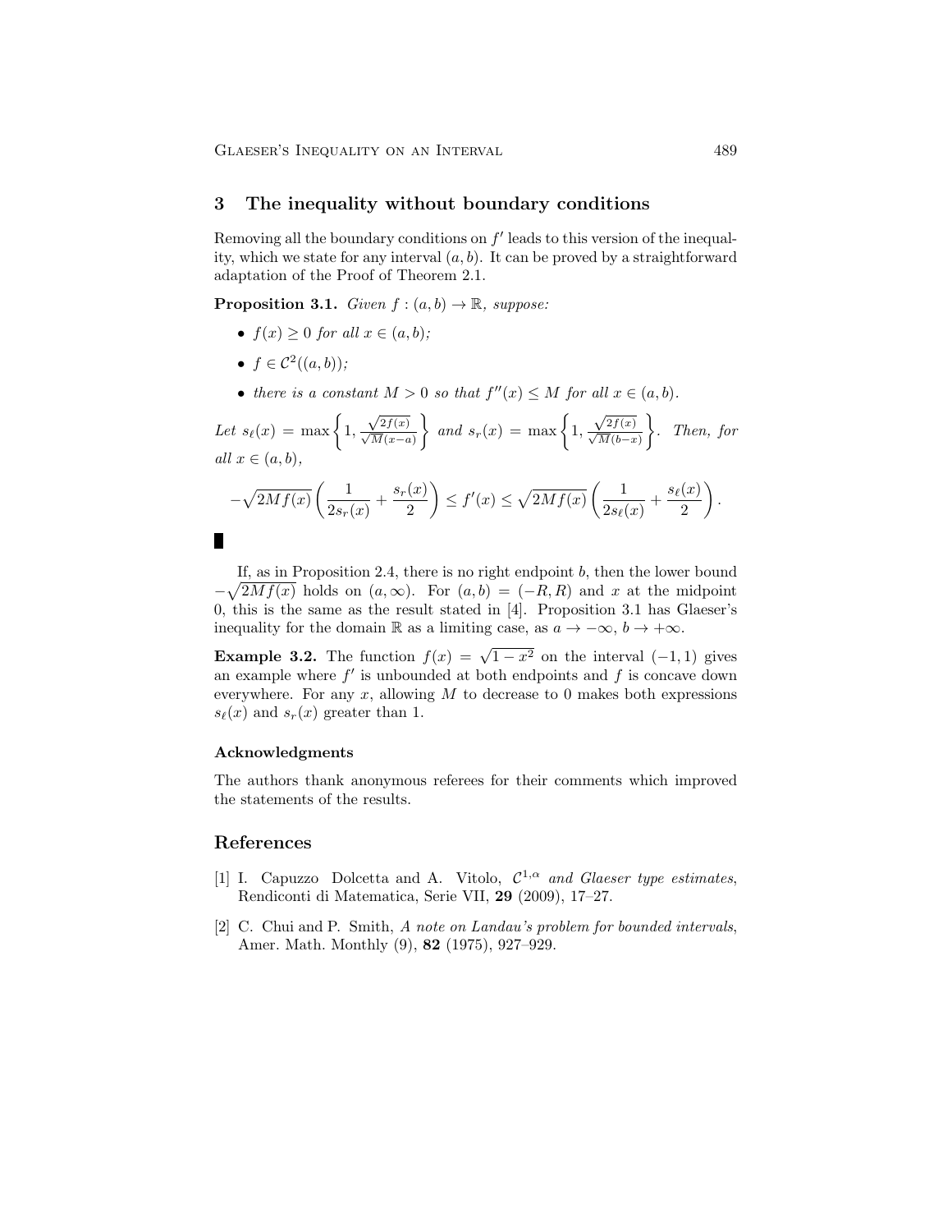## 3 The inequality without boundary conditions

Removing all the boundary conditions on $f'$ leads to this version of the inequality, which we state for any interval $(a, b)$. It can be proved by a straightforward adaptation of the Proof of Theorem 2.1.

**Proposition 3.1.** *Given $f : (a, b) \to \mathbb{R}$, suppose:*

- *$f(x) \geq 0$ for all $x \in (a, b)$;*
- *$f \in \mathcal{C}^2((a, b))$;*
- *there is a constant $M > 0$ so that $f''(x) \leq M$ for all $x \in (a, b)$.*

*Let $s_\ell(x) = \max\left\{1, \frac{\sqrt{2f(x)}}{\sqrt{M}(x-a)}\right\}$ and $s_r(x) = \max\left\{1, \frac{\sqrt{2f(x)}}{\sqrt{M}(b-x)}\right\}$. Then, for all $x \in (a, b)$,*

$$-\sqrt{2Mf(x)}\left(\frac{1}{2s_r(x)} + \frac{s_r(x)}{2}\right) \leq f'(x) \leq \sqrt{2Mf(x)}\left(\frac{1}{2s_\ell(x)} + \frac{s_\ell(x)}{2}\right).$$

∎

If, as in Proposition 2.4, there is no right endpoint $b$, then the lower bound $-\sqrt{2Mf(x)}$ holds on $(a, \infty)$. For $(a, b) = (-R, R)$ and $x$ at the midpoint 0, this is the same as the result stated in [4]. Proposition 3.1 has Glaeser's inequality for the domain $\mathbb{R}$ as a limiting case, as $a \to -\infty$, $b \to +\infty$.

**Example 3.2.** The function $f(x) = \sqrt{1 - x^2}$ on the interval $(-1, 1)$ gives an example where $f'$ is unbounded at both endpoints and $f$ is concave down everywhere. For any $x$, allowing $M$ to decrease to 0 makes both expressions $s_\ell(x)$ and $s_r(x)$ greater than 1.

#### Acknowledgments

The authors thank anonymous referees for their comments which improved the statements of the results.

## References

[1] I. Capuzzo Dolcetta and A. Vitolo, *$\mathcal{C}^{1,\alpha}$ and Glaeser type estimates*, Rendiconti di Matematica, Serie VII, **29** (2009), 17–27.

[2] C. Chui and P. Smith, *A note on Landau's problem for bounded intervals*, Amer. Math. Monthly (9), **82** (1975), 927–929.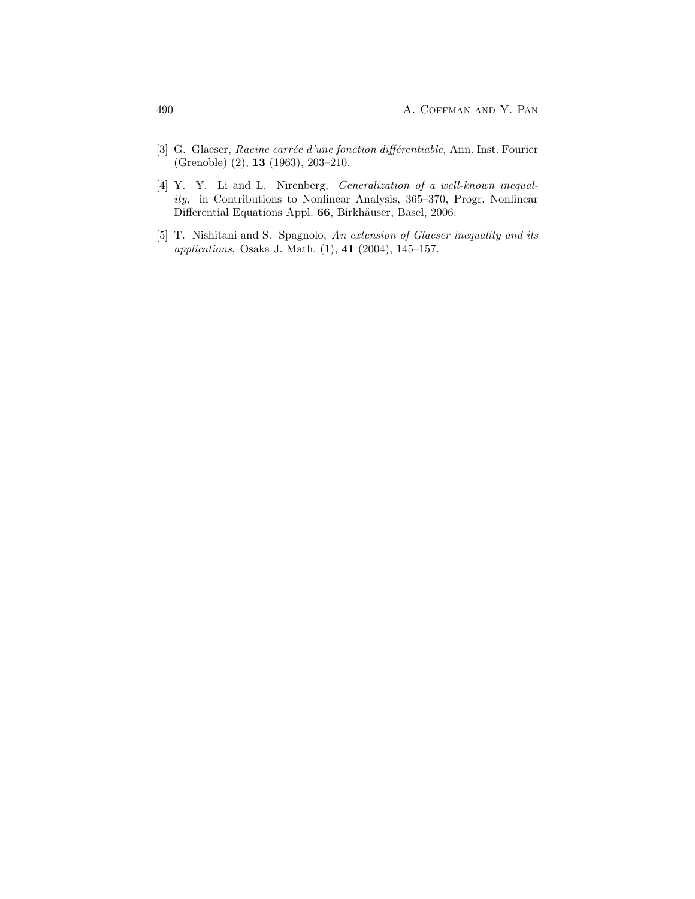[3] G. Glaeser, *Racine carrée d'une fonction différentiable*, Ann. Inst. Fourier (Grenoble) (2), **13** (1963), 203–210.

[4] Y. Y. Li and L. Nirenberg, *Generalization of a well-known inequality*, in Contributions to Nonlinear Analysis, 365–370, Progr. Nonlinear Differential Equations Appl. **66**, Birkhäuser, Basel, 2006.

[5] T. Nishitani and S. Spagnolo, *An extension of Glaeser inequality and its applications*, Osaka J. Math. (1), **41** (2004), 145–157.